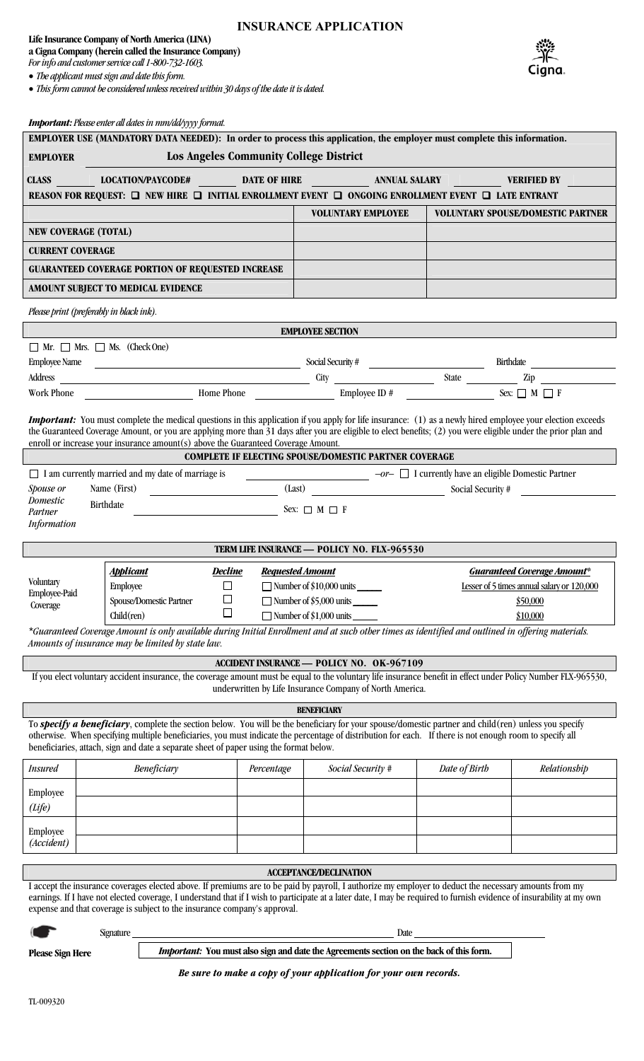# INSURANCE APPLICATION

**Life Insurance Company of North America (LINA)**
**a Cigna Company (herein called the Insurance Company)**
*For info and customer service call 1-800-732-1603.*

- *The applicant must sign and date this form.*
- *This form cannot be considered unless received within 30 days of the date it is dated.*

Cigna

***Important:** Please enter all dates in mm/dd/yyyy format.*

**EMPLOYER USE (MANDATORY DATA NEEDED): In order to process this application, the employer must complete this information.**

**EMPLOYER** **Los Angeles Community College District**

**CLASS** ______ **LOCATION/PAYCODE#** ______ **DATE OF HIRE** ______ **ANNUAL SALARY** ______ **VERIFIED BY** ______

**REASON FOR REQUEST:** ☐ **NEW HIRE** ☐ **INITIAL ENROLLMENT EVENT** ☐ **ONGOING ENROLLMENT EVENT** ☐ **LATE ENTRANT**

| | **VOLUNTARY EMPLOYEE** | **VOLUNTARY SPOUSE/DOMESTIC PARTNER** |
|---|---|---|
| **NEW COVERAGE (TOTAL)** | | |
| **CURRENT COVERAGE** | | |
| **GUARANTEED COVERAGE PORTION OF REQUESTED INCREASE** | | |
| **AMOUNT SUBJECT TO MEDICAL EVIDENCE** | | |

*Please print (preferably in black ink).*

## EMPLOYEE SECTION

☐ Mr. ☐ Mrs. ☐ Ms. (Check One)

Employee Name ______ Social Security # ______ Birthdate ______

Address ______ City ______ State ______ Zip ______

Work Phone ______ Home Phone ______ Employee ID # ______ Sex: ☐ M ☐ F

***Important:** You must complete the medical questions in this application if you apply for life insurance: (1) as a newly hired employee your election exceeds the Guaranteed Coverage Amount, or you are applying more than 31 days after you are eligible to elect benefits; (2) you were eligible under the prior plan and enroll or increase your insurance amount(s) above the Guaranteed Coverage Amount.*

## COMPLETE IF ELECTING SPOUSE/DOMESTIC PARTNER COVERAGE

☐ I am currently married and my date of marriage is ______ *–or–* ☐ I currently have an eligible Domestic Partner

*Spouse or Domestic Partner Information*

Name (First) ______ (Last) ______ Social Security # ______

Birthdate ______ Sex: ☐ M ☐ F

## TERM LIFE INSURANCE — POLICY NO. FLX-965530

| | ***Applicant*** | ***Decline*** | ***Requested Amount*** | ***Guaranteed Coverage Amount**** |
|---|---|---|---|---|
| Voluntary Employee-Paid Coverage | Employee | ☐ | ☐ Number of $10,000 units ______ | Lesser of 5 times annual salary or 120,000 |
| | Spouse/Domestic Partner | ☐ | ☐ Number of $5,000 units ______ | $50,000 |
| | Child(ren) | ☐ | ☐ Number of $1,000 units ______ | $10,000 |

**Guaranteed Coverage Amount is only available during Initial Enrollment and at such other times as identified and outlined in offering materials. Amounts of insurance may be limited by state law.*

## ACCIDENT INSURANCE — POLICY NO. OK-967109

If you elect voluntary accident insurance, the coverage amount must be equal to the voluntary life insurance benefit in effect under Policy Number FLX-965530, underwritten by Life Insurance Company of North America.

## BENEFICIARY

To ***specify a beneficiary***, complete the section below. You will be the beneficiary for your spouse/domestic partner and child(ren) unless you specify otherwise. When specifying multiple beneficiaries, you must indicate the percentage of distribution for each. If there is not enough room to specify all beneficiaries, attach, sign and date a separate sheet of paper using the format below.

| *Insured* | *Beneficiary* | *Percentage* | *Social Security #* | *Date of Birth* | *Relationship* |
|---|---|---|---|---|---|
| Employee *(Life)* | | | | | |
| | | | | | |
| Employee *(Accident)* | | | | | |
| | | | | | |

## ACCEPTANCE/DECLINATION

I accept the insurance coverages elected above. If premiums are to be paid by payroll, I authorize my employer to deduct the necessary amounts from my earnings. If I have not elected coverage, I understand that if I wish to participate at a later date, I may be required to furnish evidence of insurability at my own expense and that coverage is subject to the insurance company's approval.

Signature ______ Date ______

**Please Sign Here**

***Important:* You must also sign and date the Agreements section on the back of this form.**

***Be sure to make a copy of your application for your own records.***

TL-009320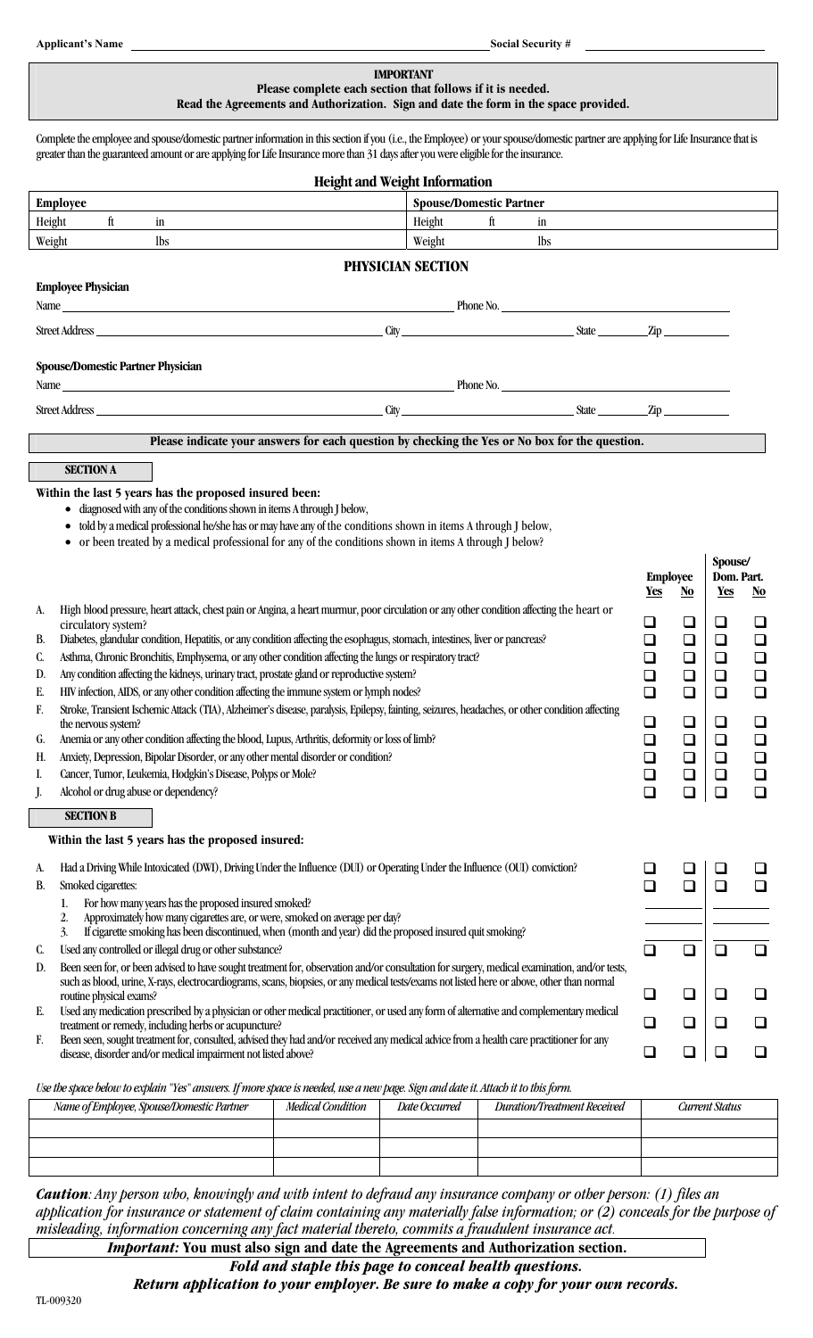Applicant's Name ______________________________ Social Security # ______________________

**IMPORTANT**
**Please complete each section that follows if it is needed.**
**Read the Agreements and Authorization. Sign and date the form in the space provided.**

Complete the employee and spouse/domestic partner information in this section if you (i.e., the Employee) or your spouse/domestic partner are applying for Life Insurance that is greater than the guaranteed amount or are applying for Life Insurance more than 31 days after you were eligible for the insurance.

## Height and Weight Information

| **Employee** | **Spouse/Domestic Partner** |
|---|---|
| Height ___ ft ___ in | Height ___ ft ___ in |
| Weight ___ lbs | Weight ___ lbs |

## PHYSICIAN SECTION

**Employee Physician**

Name ______________________________ Phone No. ______________________

Street Address ______________________ City ______________ State ______ Zip ________

**Spouse/Domestic Partner Physician**

Name ______________________________ Phone No. ______________________

Street Address ______________________ City ______________ State ______ Zip ________

**Please indicate your answers for each question by checking the Yes or No box for the question.**

### SECTION A

**Within the last 5 years has the proposed insured been:**

- diagnosed with any of the conditions shown in items A through J below,
- told by a medical professional he/she has or may have any of the conditions shown in items A through J below,
- or been treated by a medical professional for any of the conditions shown in items A through J below?

| | | Employee Yes | Employee No | Spouse/Dom. Part. Yes | Spouse/Dom. Part. No |
|---|---|---|---|---|---|
| A. | High blood pressure, heart attack, chest pain or Angina, a heart murmur, poor circulation or any other condition affecting the heart or circulatory system? | ☐ | ☐ | ☐ | ☐ |
| B. | Diabetes, glandular condition, Hepatitis, or any condition affecting the esophagus, stomach, intestines, liver or pancreas? | ☐ | ☐ | ☐ | ☐ |
| C. | Asthma, Chronic Bronchitis, Emphysema, or any other condition affecting the lungs or respiratory tract? | ☐ | ☐ | ☐ | ☐ |
| D. | Any condition affecting the kidneys, urinary tract, prostate gland or reproductive system? | ☐ | ☐ | ☐ | ☐ |
| E. | HIV infection, AIDS, or any other condition affecting the immune system or lymph nodes? | ☐ | ☐ | ☐ | ☐ |
| F. | Stroke, Transient Ischemic Attack (TIA), Alzheimer's disease, paralysis, Epilepsy, fainting, seizures, headaches, or other condition affecting the nervous system? | ☐ | ☐ | ☐ | ☐ |
| G. | Anemia or any other condition affecting the blood, Lupus, Arthritis, deformity or loss of limb? | ☐ | ☐ | ☐ | ☐ |
| H. | Anxiety, Depression, Bipolar Disorder, or any other mental disorder or condition? | ☐ | ☐ | ☐ | ☐ |
| I. | Cancer, Tumor, Leukemia, Hodgkin's Disease, Polyps or Mole? | ☐ | ☐ | ☐ | ☐ |
| J. | Alcohol or drug abuse or dependency? | ☐ | ☐ | ☐ | ☐ |

### SECTION B

**Within the last 5 years has the proposed insured:**

| | | Employee Yes | Employee No | Spouse/Dom. Part. Yes | Spouse/Dom. Part. No |
|---|---|---|---|---|---|
| A. | Had a Driving While Intoxicated (DWI), Driving Under the Influence (DUI) or Operating Under the Influence (OUI) conviction? | ☐ | ☐ | ☐ | ☐ |
| B. | Smoked cigarettes: | ☐ | ☐ | ☐ | ☐ |
| | 1. For how many years has the proposed insured smoked? | ______ | | ______ | |
| | 2. Approximately how many cigarettes are, or were, smoked on average per day? | ______ | | ______ | |
| | 3. If cigarette smoking has been discontinued, when (month and year) did the proposed insured quit smoking? | ______ | | ______ | |
| C. | Used any controlled or illegal drug or other substance? | ☐ | ☐ | ☐ | ☐ |
| D. | Been seen for, or been advised to have sought treatment for, observation and/or consultation for surgery, medical examination, and/or tests, such as blood, urine, X-rays, electrocardiograms, scans, biopsies, or any medical tests/exams not listed here or above, other than normal routine physical exams? | ☐ | ☐ | ☐ | ☐ |
| E. | Used any medication prescribed by a physician or other medical practitioner, or used any form of alternative and complementary medical treatment or remedy, including herbs or acupuncture? | ☐ | ☐ | ☐ | ☐ |
| F. | Been seen, sought treatment for, consulted, advised they had and/or received any medical advice from a health care practitioner for any disease, disorder and/or medical impairment not listed above? | ☐ | ☐ | ☐ | ☐ |

*Use the space below to explain "Yes" answers. If more space is needed, use a new page. Sign and date it. Attach it to this form.*

| *Name of Employee, Spouse/Domestic Partner* | *Medical Condition* | *Date Occurred* | *Duration/Treatment Received* | *Current Status* |
|---|---|---|---|---|
| | | | | |
| | | | | |
| | | | | |

***Caution**: Any person who, knowingly and with intent to defraud any insurance company or other person: (1) files an application for insurance or statement of claim containing any materially false information; or (2) conceals for the purpose of misleading, information concerning any fact material thereto, commits a fraudulent insurance act.*

***Important:* You must also sign and date the Agreements and Authorization section.**

***Fold and staple this page to conceal health questions.***

***Return application to your employer. Be sure to make a copy for your own records.***

TL-009320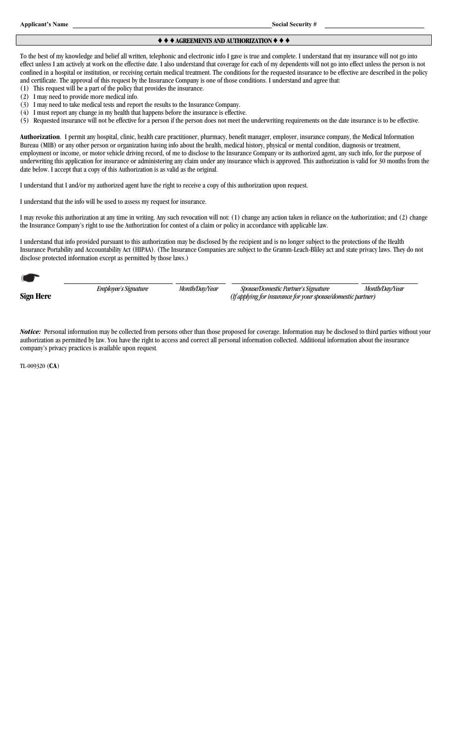Applicant's Name ______________________________ Social Security # ______________________________

## ♦ ♦ ♦ AGREEMENTS AND AUTHORIZATION ♦ ♦ ♦

To the best of my knowledge and belief all written, telephonic and electronic info I gave is true and complete. I understand that my insurance will not go into effect unless I am actively at work on the effective date. I also understand that coverage for each of my dependents will not go into effect unless the person is not confined in a hospital or institution, or receiving certain medical treatment. The conditions for the requested insurance to be effective are described in the policy and certificate. The approval of this request by the Insurance Company is one of those conditions. I understand and agree that:

(1) This request will be a part of the policy that provides the insurance.
(2) I may need to provide more medical info.
(3) I may need to take medical tests and report the results to the Insurance Company.
(4) I must report any change in my health that happens before the insurance is effective.
(5) Requested insurance will not be effective for a person if the person does not meet the underwriting requirements on the date insurance is to be effective.

**Authorization**. I permit any hospital, clinic, health care practitioner, pharmacy, benefit manager, employer, insurance company, the Medical Information Bureau (MIB) or any other person or organization having info about the health, medical history, physical or mental condition, diagnosis or treatment, employment or income, or motor vehicle driving record, of me to disclose to the Insurance Company or its authorized agent, any such info, for the purpose of underwriting this application for insurance or administering any claim under any insurance which is approved. This authorization is valid for 30 months from the date below. I accept that a copy of this Authorization is as valid as the original.

I understand that I and/or my authorized agent have the right to receive a copy of this authorization upon request.

I understand that the info will be used to assess my request for insurance.

I may revoke this authorization at any time in writing. Any such revocation will not: (1) change any action taken in reliance on the Authorization; and (2) change the Insurance Company's right to use the Authorization for contest of a claim or policy in accordance with applicable law.

I understand that info provided pursuant to this authorization may be disclosed by the recipient and is no longer subject to the protections of the Health Insurance Portability and Accountability Act (HIPAA). (The Insurance Companies are subject to the Gramm-Leach-Bliley act and state privacy laws. They do not disclose protected information except as permitted by those laws.)

**Sign Here**

| | | | |
|---|---|---|---|
| *Employee's Signature* | *Month/Day/Year* | *Spouse/Domestic Partner's Signature* *(If applying for insurance for your spouse/domestic partner)* | *Month/Day/Year* |

***Notice:*** Personal information may be collected from persons other than those proposed for coverage. Information may be disclosed to third parties without your authorization as permitted by law. You have the right to access and correct all personal information collected. Additional information about the insurance company's privacy practices is available upon request.

TL-009320 (**CA**)